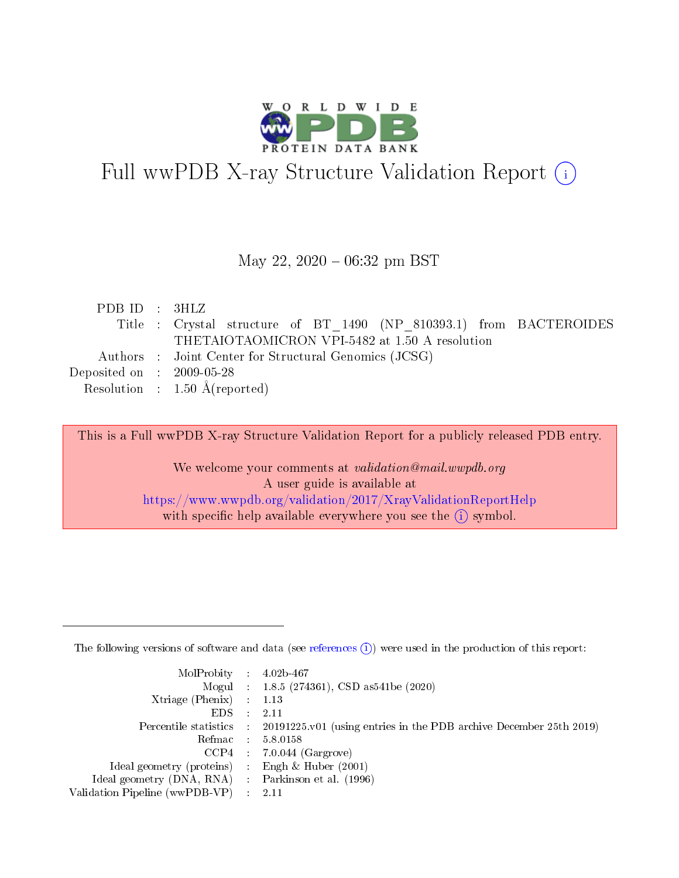# Full wwPDB X-ray Structure Validation Report (i)

May 22, 2020 – 06:32 pm BST

| | | |
|---|---|---|
| PDB ID | : | 3HLZ |
| Title | : | Crystal structure of BT_1490 (NP_810393.1) from BACTEROIDES THETAIOTAOMICRON VPI-5482 at 1.50 A resolution |
| Authors | : | Joint Center for Structural Genomics (JCSG) |
| Deposited on | : | 2009-05-28 |
| Resolution | : | 1.50 Å(reported) |

This is a Full wwPDB X-ray Structure Validation Report for a publicly released PDB entry.

We welcome your comments at *validation@mail.wwpdb.org*
A user guide is available at
https://www.wwpdb.org/validation/2017/XrayValidationReportHelp
with specific help available everywhere you see the (i) symbol.

The following versions of software and data (see references (i)) were used in the production of this report:

| | | |
|---|---|---|
| MolProbity | : | 4.02b-467 |
| Mogul | : | 1.8.5 (274361), CSD as541be (2020) |
| Xtriage (Phenix) | : | 1.13 |
| EDS | : | 2.11 |
| Percentile statistics | : | 20191225.v01 (using entries in the PDB archive December 25th 2019) |
| Refmac | : | 5.8.0158 |
| CCP4 | : | 7.0.044 (Gargrove) |
| Ideal geometry (proteins) | : | Engh & Huber (2001) |
| Ideal geometry (DNA, RNA) | : | Parkinson et al. (1996) |
| Validation Pipeline (wwPDB-VP) | : | 2.11 |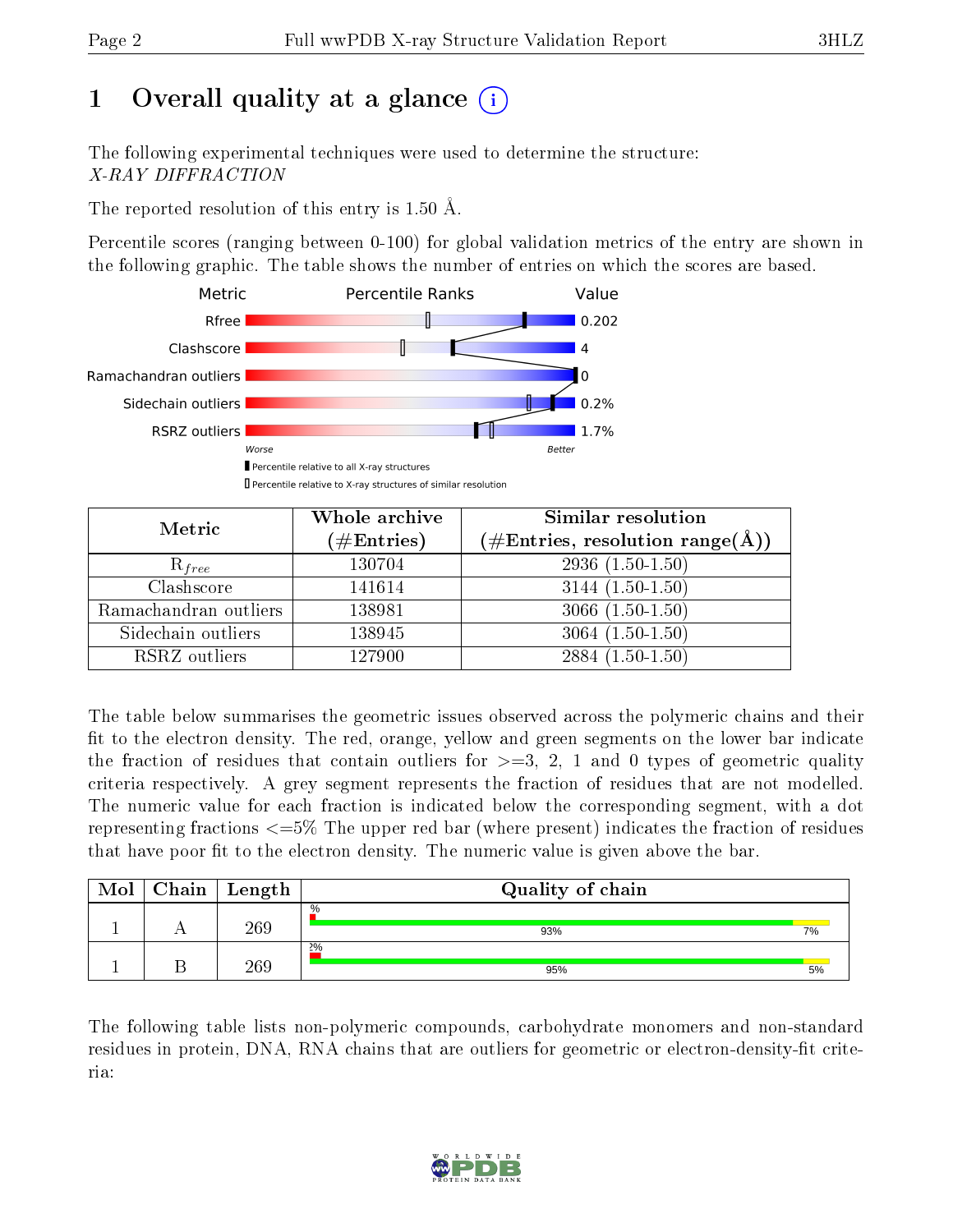# 1 Overall quality at a glance

The following experimental techniques were used to determine the structure: *X-RAY DIFFRACTION*

The reported resolution of this entry is 1.50 Å.

Percentile scores (ranging between 0-100) for global validation metrics of the entry are shown in the following graphic. The table shows the number of entries on which the scores are based.

| Metric | Value |
|---|---|
| Rfree | 0.202 |
| Clashscore | 4 |
| Ramachandran outliers | 0 |
| Sidechain outliers | 0.2% |
| RSRZ outliers | 1.7% |

| Metric | Whole archive (#Entries) | Similar resolution (#Entries, resolution range(Å)) |
|---|---|---|
| $R_{free}$ | 130704 | 2936 (1.50-1.50) |
| Clashscore | 141614 | 3144 (1.50-1.50) |
| Ramachandran outliers | 138981 | 3066 (1.50-1.50) |
| Sidechain outliers | 138945 | 3064 (1.50-1.50) |
| RSRZ outliers | 127900 | 2884 (1.50-1.50) |

The table below summarises the geometric issues observed across the polymeric chains and their fit to the electron density. The red, orange, yellow and green segments on the lower bar indicate the fraction of residues that contain outliers for >=3, 2, 1 and 0 types of geometric quality criteria respectively. A grey segment represents the fraction of residues that are not modelled. The numeric value for each fraction is indicated below the corresponding segment, with a dot representing fractions <=5% The upper red bar (where present) indicates the fraction of residues that have poor fit to the electron density. The numeric value is given above the bar.

| Mol | Chain | Length | Quality of chain |
|---|---|---|---|
| 1 | A | 269 | % ; 93% ; 7% |
| 1 | B | 269 | 2% ; 95% ; 5% |

The following table lists non-polymeric compounds, carbohydrate monomers and non-standard residues in protein, DNA, RNA chains that are outliers for geometric or electron-density-fit criteria: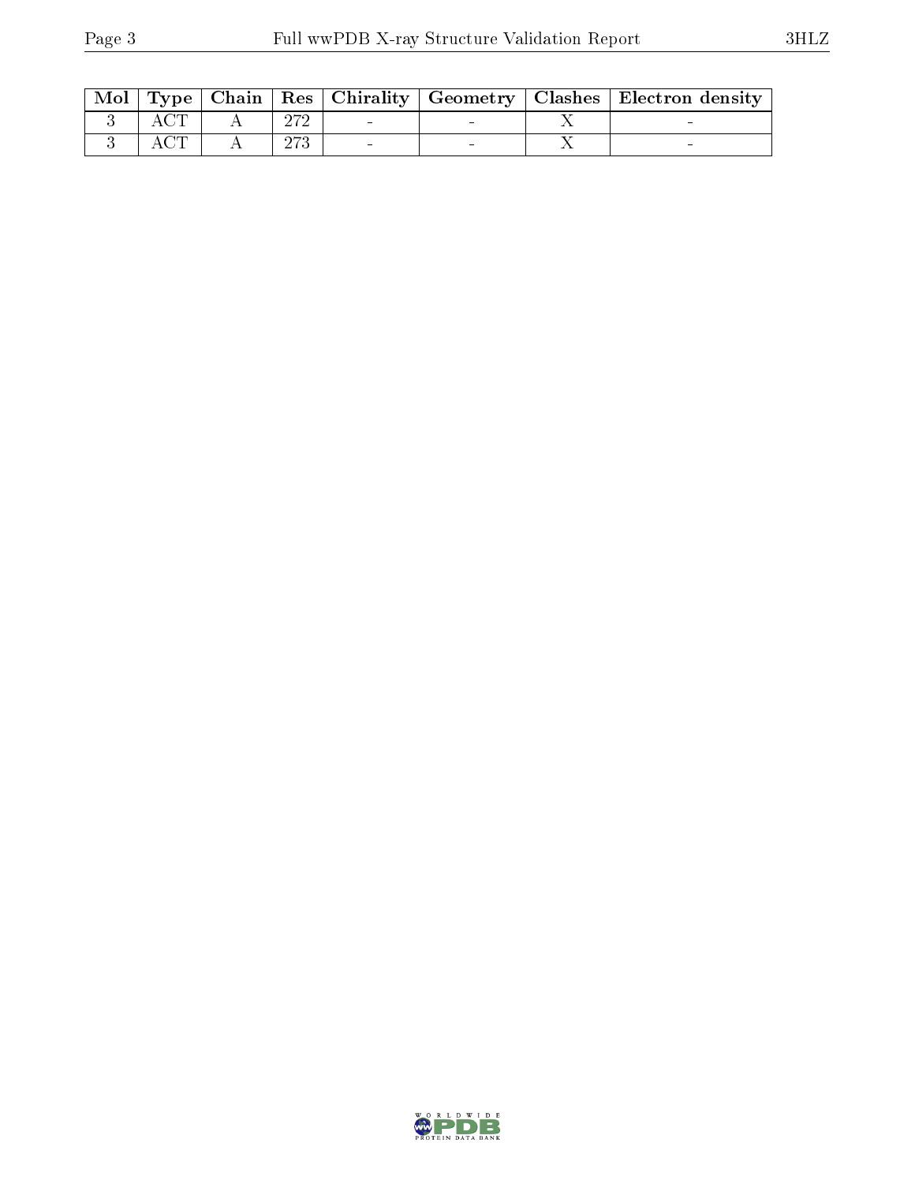| Mol | Type | Chain | Res | Chirality | Geometry | Clashes | Electron density |
|---|---|---|---|---|---|---|---|
| 3 | ACT | A | 272 | - | - | X | - |
| 3 | ACT | A | 273 | - | - | X | - |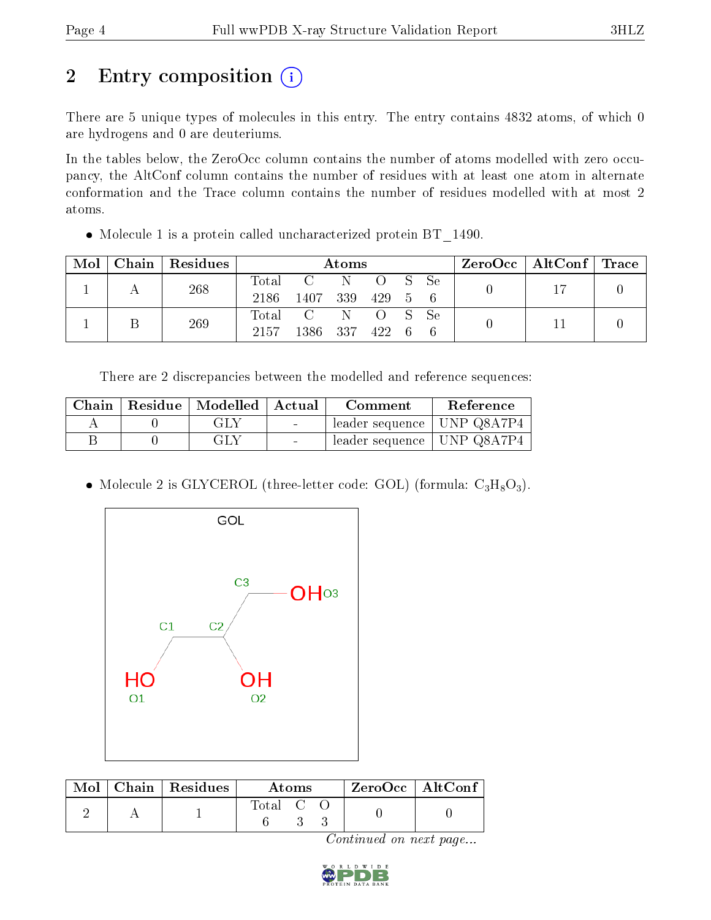# 2 Entry composition

There are 5 unique types of molecules in this entry. The entry contains 4832 atoms, of which 0 are hydrogens and 0 are deuteriums.

In the tables below, the ZeroOcc column contains the number of atoms modelled with zero occupancy, the AltConf column contains the number of residues with at least one atom in alternate conformation and the Trace column contains the number of residues modelled with at most 2 atoms.

- Molecule 1 is a protein called uncharacterized protein BT_1490.

| Mol | Chain | Residues | Atoms | | | | | | ZeroOcc | AltConf | Trace |
|---|---|---|---|---|---|---|---|---|---|---|---|
| 1 | A | 268 | Total | C | N | O | S | Se | 0 | 17 | 0 |
| | | | 2186 | 1407 | 339 | 429 | 5 | 6 | | | |
| 1 | B | 269 | Total | C | N | O | S | Se | 0 | 11 | 0 |
| | | | 2157 | 1386 | 337 | 422 | 6 | 6 | | | |

There are 2 discrepancies between the modelled and reference sequences:

| Chain | Residue | Modelled | Actual | Comment | Reference |
|---|---|---|---|---|---|
| A | 0 | GLY | - | leader sequence | UNP Q8A7P4 |
| B | 0 | GLY | - | leader sequence | UNP Q8A7P4 |

- Molecule 2 is GLYCEROL (three-letter code: GOL) (formula: $C_3H_8O_3$).

| Mol | Chain | Residues | Atoms | | | ZeroOcc | AltConf |
|---|---|---|---|---|---|---|---|
| 2 | A | 1 | Total | C | O | 0 | 0 |
| | | | 6 | 3 | 3 | | |

*Continued on next page...*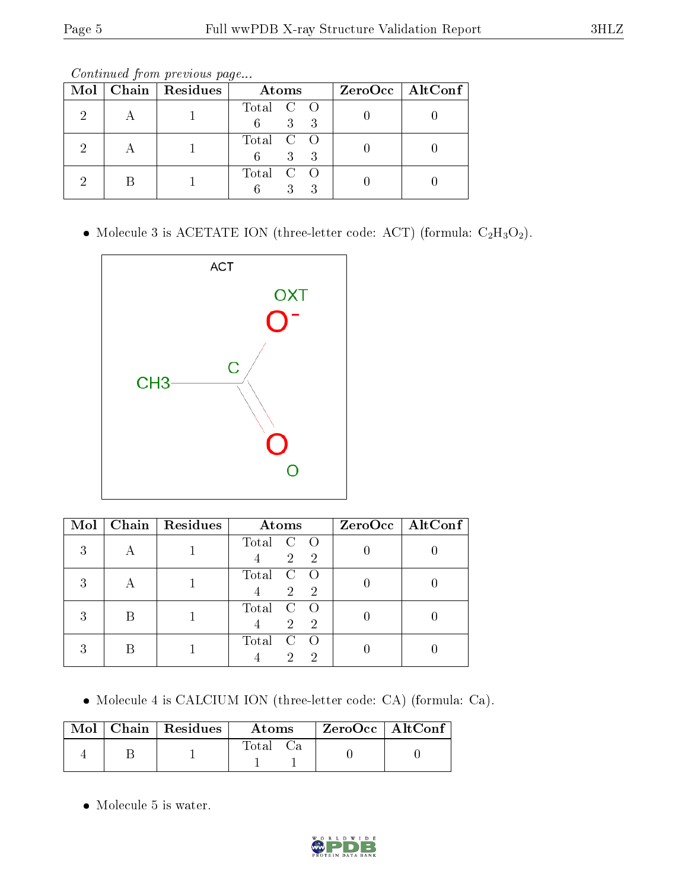*Continued from previous page...*

| Mol | Chain | Residues | Atoms | | | ZeroOcc | AltConf |
|---|---|---|---|---|---|---|---|
| 2 | A | 1 | Total 6 | C 3 | O 3 | 0 | 0 |
| 2 | A | 1 | Total 6 | C 3 | O 3 | 0 | 0 |
| 2 | B | 1 | Total 6 | C 3 | O 3 | 0 | 0 |

- Molecule 3 is ACETATE ION (three-letter code: ACT) (formula: $C_2H_3O_2$).

| Mol | Chain | Residues | Atoms | | | ZeroOcc | AltConf |
|---|---|---|---|---|---|---|---|
| 3 | A | 1 | Total 4 | C 2 | O 2 | 0 | 0 |
| 3 | A | 1 | Total 4 | C 2 | O 2 | 0 | 0 |
| 3 | B | 1 | Total 4 | C 2 | O 2 | 0 | 0 |
| 3 | B | 1 | Total 4 | C 2 | O 2 | 0 | 0 |

- Molecule 4 is CALCIUM ION (three-letter code: CA) (formula: Ca).

| Mol | Chain | Residues | Atoms | | ZeroOcc | AltConf |
|---|---|---|---|---|---|---|
| 4 | B | 1 | Total 1 | Ca 1 | 0 | 0 |

- Molecule 5 is water.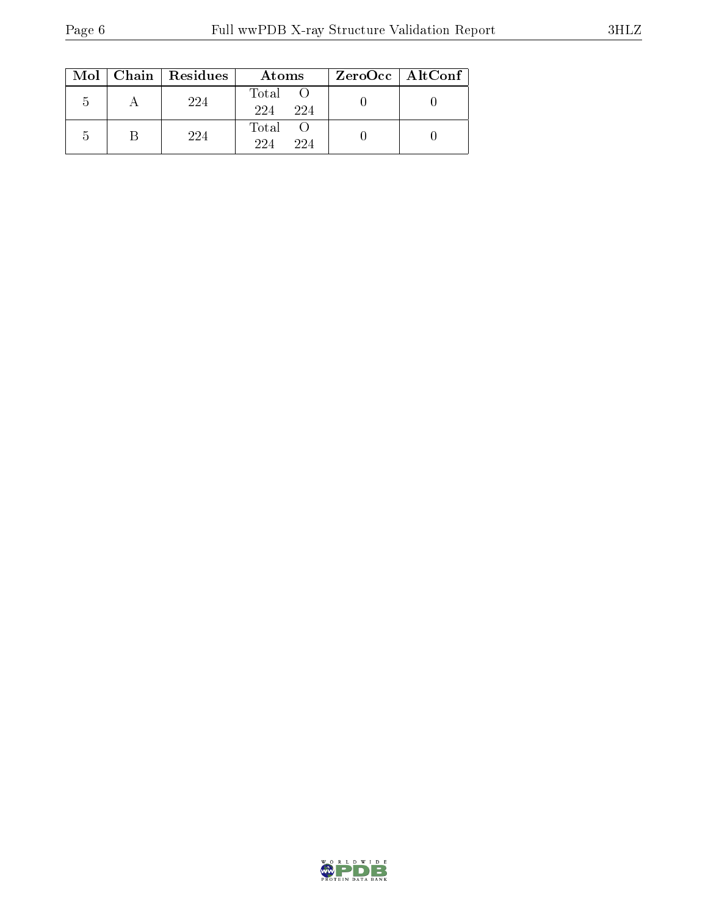| Mol | Chain | Residues | Atoms | | ZeroOcc | AltConf |
|---|---|---|---|---|---|---|
| 5 | A | 224 | Total<br>224 | O<br>224 | 0 | 0 |
| 5 | B | 224 | Total<br>224 | O<br>224 | 0 | 0 |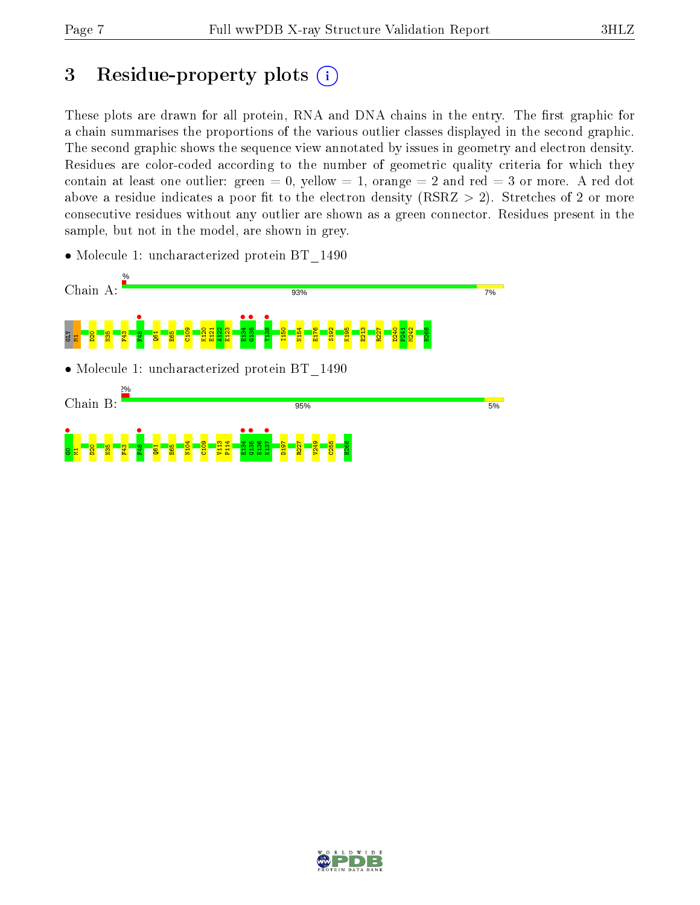# 3 Residue-property plots

These plots are drawn for all protein, RNA and DNA chains in the entry. The first graphic for a chain summarises the proportions of the various outlier classes displayed in the second graphic. The second graphic shows the sequence view annotated by issues in geometry and electron density. Residues are color-coded according to the number of geometric quality criteria for which they contain at least one outlier: green = 0, yellow = 1, orange = 2 and red = 3 or more. A red dot above a residue indicates a poor fit to the electron density (RSRZ > 2). Stretches of 2 or more consecutive residues without any outlier are shown as a green connector. Residues present in the sample, but not in the model, are shown in grey.

- Molecule 1: uncharacterized protein BT_1490

Chain A: % 93% 7%

GLY M1 D20 N35 F43 F48 Q61 E65 C109 K120 E121 A122 E123 E134 G135 Y138 I150 N154 E176 S192 K195 E213 R227 D240 P241 M242 H268

- Molecule 1: uncharacterized protein BT_1490

Chain B: 2% 95% 5%

G0 M1 D20 N35 F43 F48 Q61 E65 N104 C109 V113 P114 E134 G135 E136 K137 D197 R227 V249 C256 H268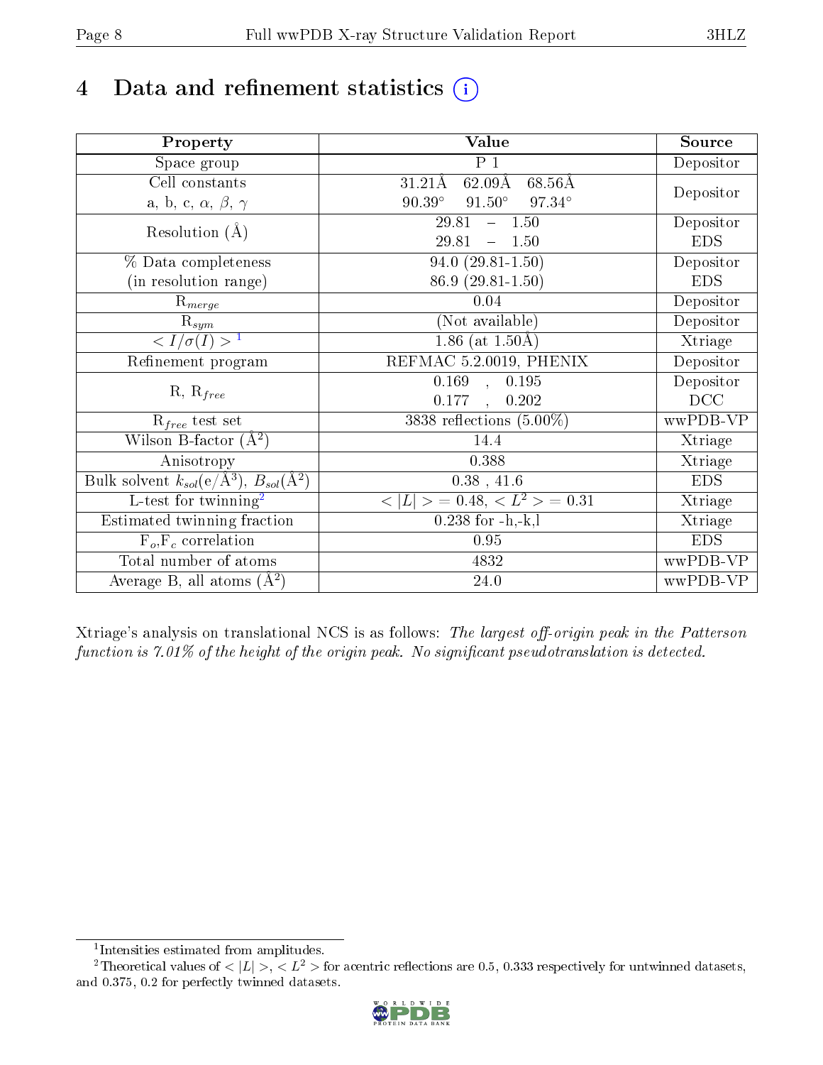# 4 Data and refinement statistics ⓘ

| Property | Value | Source |
|---|---|---|
| Space group | P 1 | Depositor |
| Cell constants<br>a, b, c, $\alpha$, $\beta$, $\gamma$ | 31.21Å 62.09Å 68.56Å<br>90.39° 91.50° 97.34° | Depositor |
| Resolution (Å) | 29.81 – 1.50<br>29.81 – 1.50 | Depositor<br>EDS |
| % Data completeness<br>(in resolution range) | 94.0 (29.81-1.50)<br>86.9 (29.81-1.50) | Depositor<br>EDS |
| $R_{merge}$ | 0.04 | Depositor |
| $R_{sym}$ | (Not available) | Depositor |
| $< I/\sigma(I) >$ [1] | 1.86 (at 1.50Å) | Xtriage |
| Refinement program | REFMAC 5.2.0019, PHENIX | Depositor |
| R, $R_{free}$ | 0.169 , 0.195<br>0.177 , 0.202 | Depositor<br>DCC |
| $R_{free}$ test set | 3838 reflections (5.00%) | wwPDB-VP |
| Wilson B-factor (Å$^2$) | 14.4 | Xtriage |
| Anisotropy | 0.388 | Xtriage |
| Bulk solvent $k_{sol}$(e/Å$^3$), $B_{sol}$(Å$^2$) | 0.38 , 41.6 | EDS |
| L-test for twinning[2] | $< \|L\| >$ = 0.48, $< L^2 >$ = 0.31 | Xtriage |
| Estimated twinning fraction | 0.238 for -h,-k,l | Xtriage |
| $F_o$,$F_c$ correlation | 0.95 | EDS |
| Total number of atoms | 4832 | wwPDB-VP |
| Average B, all atoms (Å$^2$) | 24.0 | wwPDB-VP |

Xtriage's analysis on translational NCS is as follows: *The largest off-origin peak in the Patterson function is 7.01% of the height of the origin peak. No significant pseudotranslation is detected.*

[1] Intensities estimated from amplitudes.

[2] Theoretical values of $< |L| >$, $< L^2 >$ for acentric reflections are 0.5, 0.333 respectively for untwinned datasets, and 0.375, 0.2 for perfectly twinned datasets.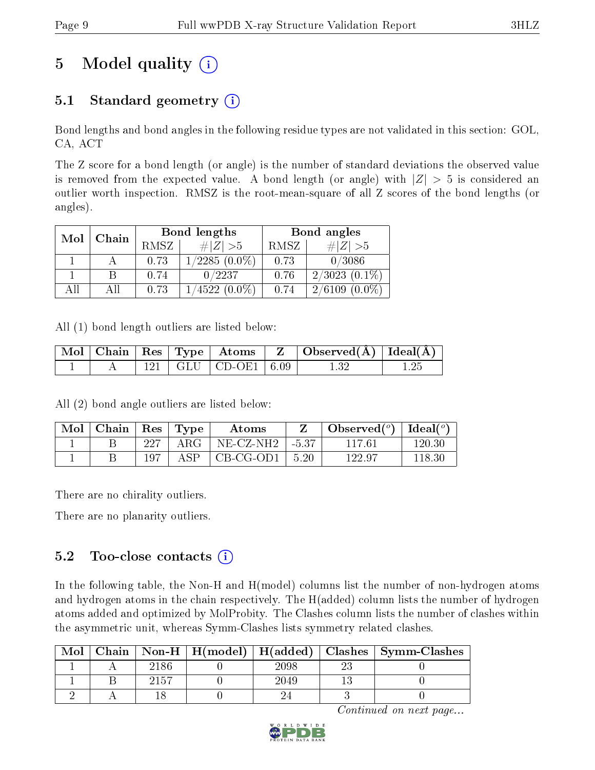# 5 Model quality

## 5.1 Standard geometry

Bond lengths and bond angles in the following residue types are not validated in this section: GOL, CA, ACT

The Z score for a bond length (or angle) is the number of standard deviations the observed value is removed from the expected value. A bond length (or angle) with $|Z| > 5$ is considered an outlier worth inspection. RMSZ is the root-mean-square of all Z scores of the bond lengths (or angles).

| Mol | Chain | Bond lengths | | Bond angles | |
|---|---|---|---|---|---|
| | | RMSZ | $\#\|Z\| > 5$ | RMSZ | $\#\|Z\| > 5$ |
| 1 | A | 0.73 | 1/2285 (0.0%) | 0.73 | 0/3086 |
| 1 | B | 0.74 | 0/2237 | 0.76 | 2/3023 (0.1%) |
| All | All | 0.73 | 1/4522 (0.0%) | 0.74 | 2/6109 (0.0%) |

All (1) bond length outliers are listed below:

| Mol | Chain | Res | Type | Atoms | Z | Observed(Å) | Ideal(Å) |
|---|---|---|---|---|---|---|---|
| 1 | A | 121 | GLU | CD-OE1 | 6.09 | 1.32 | 1.25 |

All (2) bond angle outliers are listed below:

| Mol | Chain | Res | Type | Atoms | Z | Observed($^o$) | Ideal($^o$) |
|---|---|---|---|---|---|---|---|
| 1 | B | 227 | ARG | NE-CZ-NH2 | -5.37 | 117.61 | 120.30 |
| 1 | B | 197 | ASP | CB-CG-OD1 | 5.20 | 122.97 | 118.30 |

There are no chirality outliers.

There are no planarity outliers.

## 5.2 Too-close contacts

In the following table, the Non-H and H(model) columns list the number of non-hydrogen atoms and hydrogen atoms in the chain respectively. The H(added) column lists the number of hydrogen atoms added and optimized by MolProbity. The Clashes column lists the number of clashes within the asymmetric unit, whereas Symm-Clashes lists symmetry related clashes.

| Mol | Chain | Non-H | H(model) | H(added) | Clashes | Symm-Clashes |
|---|---|---|---|---|---|---|
| 1 | A | 2186 | 0 | 2098 | 23 | 0 |
| 1 | B | 2157 | 0 | 2049 | 13 | 0 |
| 2 | A | 18 | 0 | 24 | 3 | 0 |

*Continued on next page...*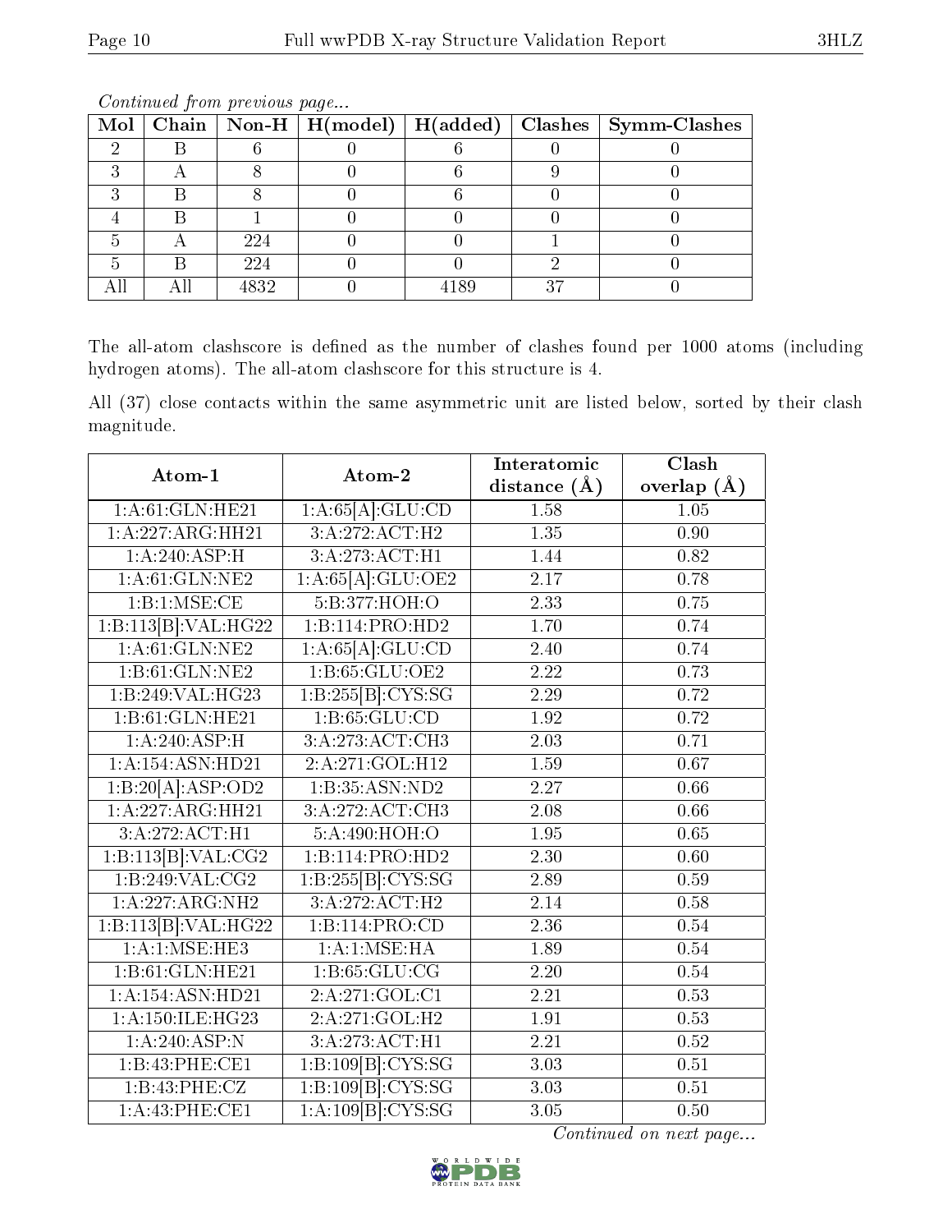*Continued from previous page...*

| Mol | Chain | Non-H | H(model) | H(added) | Clashes | Symm-Clashes |
|---|---|---|---|---|---|---|
| 2 | B | 6 | 0 | 6 | 0 | 0 |
| 3 | A | 8 | 0 | 6 | 9 | 0 |
| 3 | B | 8 | 0 | 6 | 0 | 0 |
| 4 | B | 1 | 0 | 0 | 0 | 0 |
| 5 | A | 224 | 0 | 0 | 1 | 0 |
| 5 | B | 224 | 0 | 0 | 2 | 0 |
| All | All | 4832 | 0 | 4189 | 37 | 0 |

The all-atom clashscore is defined as the number of clashes found per 1000 atoms (including hydrogen atoms). The all-atom clashscore for this structure is 4.

All (37) close contacts within the same asymmetric unit are listed below, sorted by their clash magnitude.

| Atom-1 | Atom-2 | Interatomic distance (Å) | Clash overlap (Å) |
|---|---|---|---|
| 1:A:61:GLN:HE21 | 1:A:65[A]:GLU:CD | 1.58 | 1.05 |
| 1:A:227:ARG:HH21 | 3:A:272:ACT:H2 | 1.35 | 0.90 |
| 1:A:240:ASP:H | 3:A:273:ACT:H1 | 1.44 | 0.82 |
| 1:A:61:GLN:NE2 | 1:A:65[A]:GLU:OE2 | 2.17 | 0.78 |
| 1:B:1:MSE:CE | 5:B:377:HOH:O | 2.33 | 0.75 |
| 1:B:113[B]:VAL:HG22 | 1:B:114:PRO:HD2 | 1.70 | 0.74 |
| 1:A:61:GLN:NE2 | 1:A:65[A]:GLU:CD | 2.40 | 0.74 |
| 1:B:61:GLN:NE2 | 1:B:65:GLU:OE2 | 2.22 | 0.73 |
| 1:B:249:VAL:HG23 | 1:B:255[B]:CYS:SG | 2.29 | 0.72 |
| 1:B:61:GLN:HE21 | 1:B:65:GLU:CD | 1.92 | 0.72 |
| 1:A:240:ASP:H | 3:A:273:ACT:CH3 | 2.03 | 0.71 |
| 1:A:154:ASN:HD21 | 2:A:271:GOL:H12 | 1.59 | 0.67 |
| 1:B:20[A]:ASP:OD2 | 1:B:35:ASN:ND2 | 2.27 | 0.66 |
| 1:A:227:ARG:HH21 | 3:A:272:ACT:CH3 | 2.08 | 0.66 |
| 3:A:272:ACT:H1 | 5:A:490:HOH:O | 1.95 | 0.65 |
| 1:B:113[B]:VAL:CG2 | 1:B:114:PRO:HD2 | 2.30 | 0.60 |
| 1:B:249:VAL:CG2 | 1:B:255[B]:CYS:SG | 2.89 | 0.59 |
| 1:A:227:ARG:NH2 | 3:A:272:ACT:H2 | 2.14 | 0.58 |
| 1:B:113[B]:VAL:HG22 | 1:B:114:PRO:CD | 2.36 | 0.54 |
| 1:A:1:MSE:HE3 | 1:A:1:MSE:HA | 1.89 | 0.54 |
| 1:B:61:GLN:HE21 | 1:B:65:GLU:CG | 2.20 | 0.54 |
| 1:A:154:ASN:HD21 | 2:A:271:GOL:C1 | 2.21 | 0.53 |
| 1:A:150:ILE:HG23 | 2:A:271:GOL:H2 | 1.91 | 0.53 |
| 1:A:240:ASP:N | 3:A:273:ACT:H1 | 2.21 | 0.52 |
| 1:B:43:PHE:CE1 | 1:B:109[B]:CYS:SG | 3.03 | 0.51 |
| 1:B:43:PHE:CZ | 1:B:109[B]:CYS:SG | 3.03 | 0.51 |
| 1:A:43:PHE:CE1 | 1:A:109[B]:CYS:SG | 3.05 | 0.50 |

*Continued on next page...*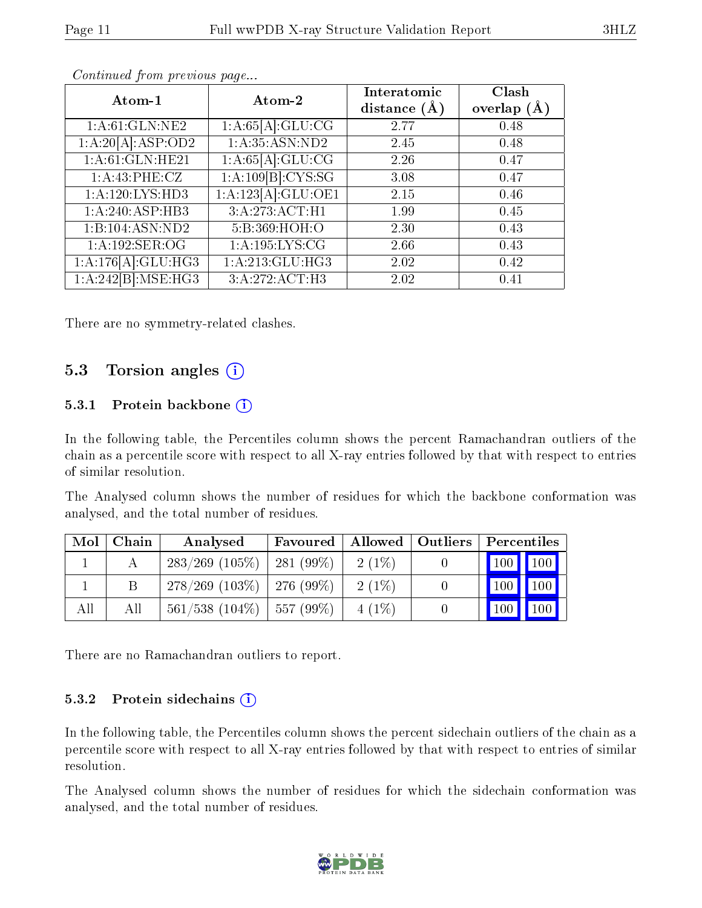*Continued from previous page...*

| Atom-1 | Atom-2 | Interatomic distance (Å) | Clash overlap (Å) |
|---|---|---|---|
| 1:A:61:GLN:NE2 | 1:A:65[A]:GLU:CG | 2.77 | 0.48 |
| 1:A:20[A]:ASP:OD2 | 1:A:35:ASN:ND2 | 2.45 | 0.48 |
| 1:A:61:GLN:HE21 | 1:A:65[A]:GLU:CG | 2.26 | 0.47 |
| 1:A:43:PHE:CZ | 1:A:109[B]:CYS:SG | 3.08 | 0.47 |
| 1:A:120:LYS:HD3 | 1:A:123[A]:GLU:OE1 | 2.15 | 0.46 |
| 1:A:240:ASP:HB3 | 3:A:273:ACT:H1 | 1.99 | 0.45 |
| 1:B:104:ASN:ND2 | 5:B:369:HOH:O | 2.30 | 0.43 |
| 1:A:192:SER:OG | 1:A:195:LYS:CG | 2.66 | 0.43 |
| 1:A:176[A]:GLU:HG3 | 1:A:213:GLU:HG3 | 2.02 | 0.42 |
| 1:A:242[B]:MSE:HG3 | 3:A:272:ACT:H3 | 2.02 | 0.41 |

There are no symmetry-related clashes.

## 5.3 Torsion angles (i)

### 5.3.1 Protein backbone (i)

In the following table, the Percentiles column shows the percent Ramachandran outliers of the chain as a percentile score with respect to all X-ray entries followed by that with respect to entries of similar resolution.

The Analysed column shows the number of residues for which the backbone conformation was analysed, and the total number of residues.

| Mol | Chain | Analysed | Favoured | Allowed | Outliers | Percentiles | |
|---|---|---|---|---|---|---|---|
| 1 | A | 283/269 (105%) | 281 (99%) | 2 (1%) | 0 | 100 | 100 |
| 1 | B | 278/269 (103%) | 276 (99%) | 2 (1%) | 0 | 100 | 100 |
| All | All | 561/538 (104%) | 557 (99%) | 4 (1%) | 0 | 100 | 100 |

There are no Ramachandran outliers to report.

### 5.3.2 Protein sidechains (i)

In the following table, the Percentiles column shows the percent sidechain outliers of the chain as a percentile score with respect to all X-ray entries followed by that with respect to entries of similar resolution.

The Analysed column shows the number of residues for which the sidechain conformation was analysed, and the total number of residues.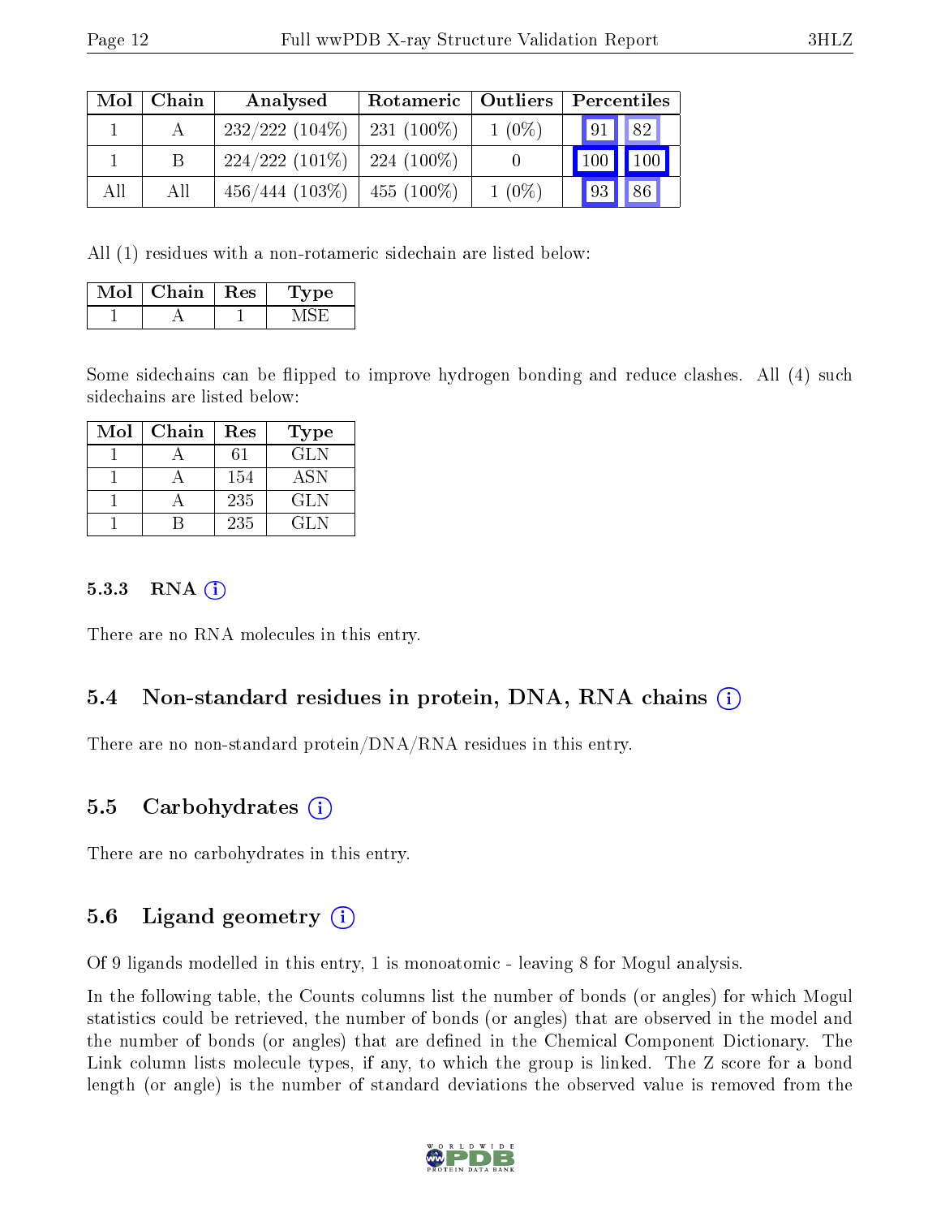| Mol | Chain | Analysed | Rotameric | Outliers | Percentiles | |
|---|---|---|---|---|---|---|
| 1 | A | 232/222 (104%) | 231 (100%) | 1 (0%) | 91 | 82 |
| 1 | B | 224/222 (101%) | 224 (100%) | 0 | 100 | 100 |
| All | All | 456/444 (103%) | 455 (100%) | 1 (0%) | 93 | 86 |

All (1) residues with a non-rotameric sidechain are listed below:

| Mol | Chain | Res | Type |
|---|---|---|---|
| 1 | A | 1 | MSE |

Some sidechains can be flipped to improve hydrogen bonding and reduce clashes. All (4) such sidechains are listed below:

| Mol | Chain | Res | Type |
|---|---|---|---|
| 1 | A | 61 | GLN |
| 1 | A | 154 | ASN |
| 1 | A | 235 | GLN |
| 1 | B | 235 | GLN |

#### 5.3.3 RNA

There are no RNA molecules in this entry.

### 5.4 Non-standard residues in protein, DNA, RNA chains

There are no non-standard protein/DNA/RNA residues in this entry.

### 5.5 Carbohydrates

There are no carbohydrates in this entry.

### 5.6 Ligand geometry

Of 9 ligands modelled in this entry, 1 is monoatomic - leaving 8 for Mogul analysis.

In the following table, the Counts columns list the number of bonds (or angles) for which Mogul statistics could be retrieved, the number of bonds (or angles) that are observed in the model and the number of bonds (or angles) that are defined in the Chemical Component Dictionary. The Link column lists molecule types, if any, to which the group is linked. The Z score for a bond length (or angle) is the number of standard deviations the observed value is removed from the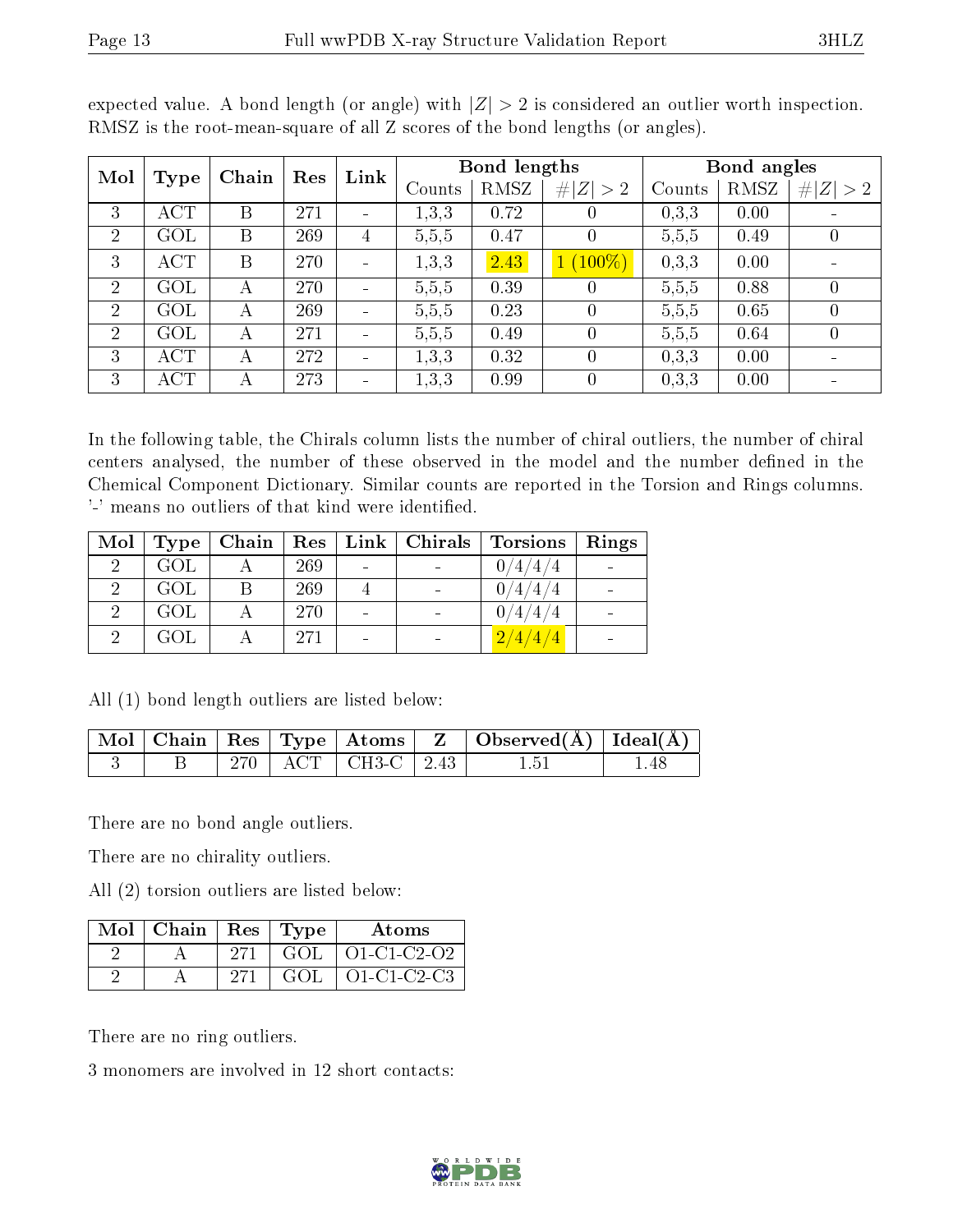expected value. A bond length (or angle) with $|Z| > 2$ is considered an outlier worth inspection. RMSZ is the root-mean-square of all Z scores of the bond lengths (or angles).

| Mol | Type | Chain | Res | Link | Bond lengths | | | Bond angles | | |
|---|---|---|---|---|---|---|---|---|---|---|
| | | | | | Counts | RMSZ | $\#\|Z\| > 2$ | Counts | RMSZ | $\#\|Z\| > 2$ |
| 3 | ACT | B | 271 | - | 1,3,3 | 0.72 | 0 | 0,3,3 | 0.00 | - |
| 2 | GOL | B | 269 | 4 | 5,5,5 | 0.47 | 0 | 5,5,5 | 0.49 | 0 |
| 3 | ACT | B | 270 | - | 1,3,3 | 2.43 | 1 (100%) | 0,3,3 | 0.00 | - |
| 2 | GOL | A | 270 | - | 5,5,5 | 0.39 | 0 | 5,5,5 | 0.88 | 0 |
| 2 | GOL | A | 269 | - | 5,5,5 | 0.23 | 0 | 5,5,5 | 0.65 | 0 |
| 2 | GOL | A | 271 | - | 5,5,5 | 0.49 | 0 | 5,5,5 | 0.64 | 0 |
| 3 | ACT | A | 272 | - | 1,3,3 | 0.32 | 0 | 0,3,3 | 0.00 | - |
| 3 | ACT | A | 273 | - | 1,3,3 | 0.99 | 0 | 0,3,3 | 0.00 | - |

In the following table, the Chirals column lists the number of chiral outliers, the number of chiral centers analysed, the number of these observed in the model and the number defined in the Chemical Component Dictionary. Similar counts are reported in the Torsion and Rings columns. '-' means no outliers of that kind were identified.

| Mol | Type | Chain | Res | Link | Chirals | Torsions | Rings |
|---|---|---|---|---|---|---|---|
| 2 | GOL | A | 269 | - | - | 0/4/4/4 | - |
| 2 | GOL | B | 269 | 4 | - | 0/4/4/4 | - |
| 2 | GOL | A | 270 | - | - | 0/4/4/4 | - |
| 2 | GOL | A | 271 | - | - | 2/4/4/4 | - |

All (1) bond length outliers are listed below:

| Mol | Chain | Res | Type | Atoms | Z | Observed(Å) | Ideal(Å) |
|---|---|---|---|---|---|---|---|
| 3 | B | 270 | ACT | CH3-C | 2.43 | 1.51 | 1.48 |

There are no bond angle outliers.

There are no chirality outliers.

All (2) torsion outliers are listed below:

| Mol | Chain | Res | Type | Atoms |
|---|---|---|---|---|
| 2 | A | 271 | GOL | O1-C1-C2-O2 |
| 2 | A | 271 | GOL | O1-C1-C2-C3 |

There are no ring outliers.

3 monomers are involved in 12 short contacts: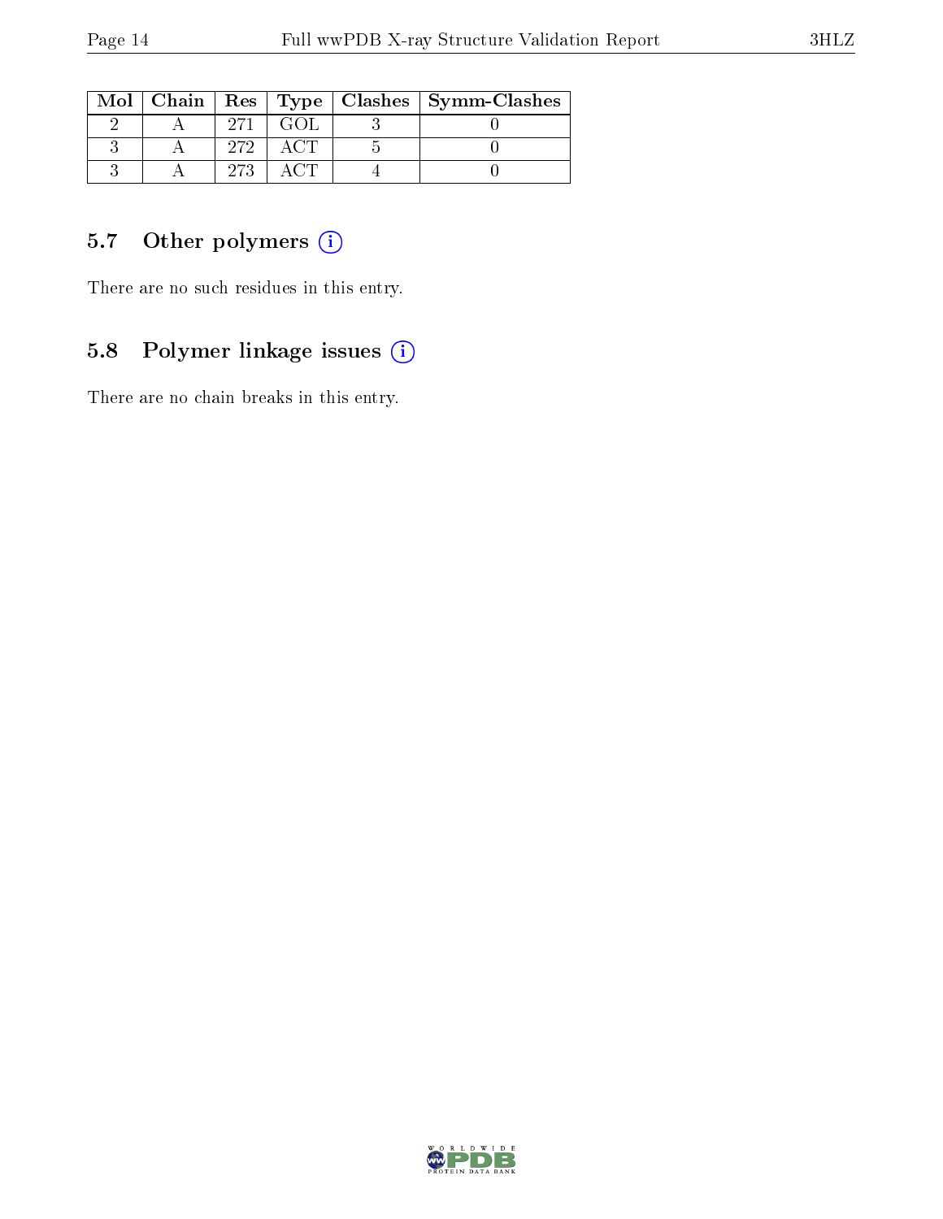| Mol | Chain | Res | Type | Clashes | Symm-Clashes |
|---|---|---|---|---|---|
| 2 | A | 271 | GOL | 3 | 0 |
| 3 | A | 272 | ACT | 5 | 0 |
| 3 | A | 273 | ACT | 4 | 0 |

### 5.7 Other polymers (i)

There are no such residues in this entry.

### 5.8 Polymer linkage issues (i)

There are no chain breaks in this entry.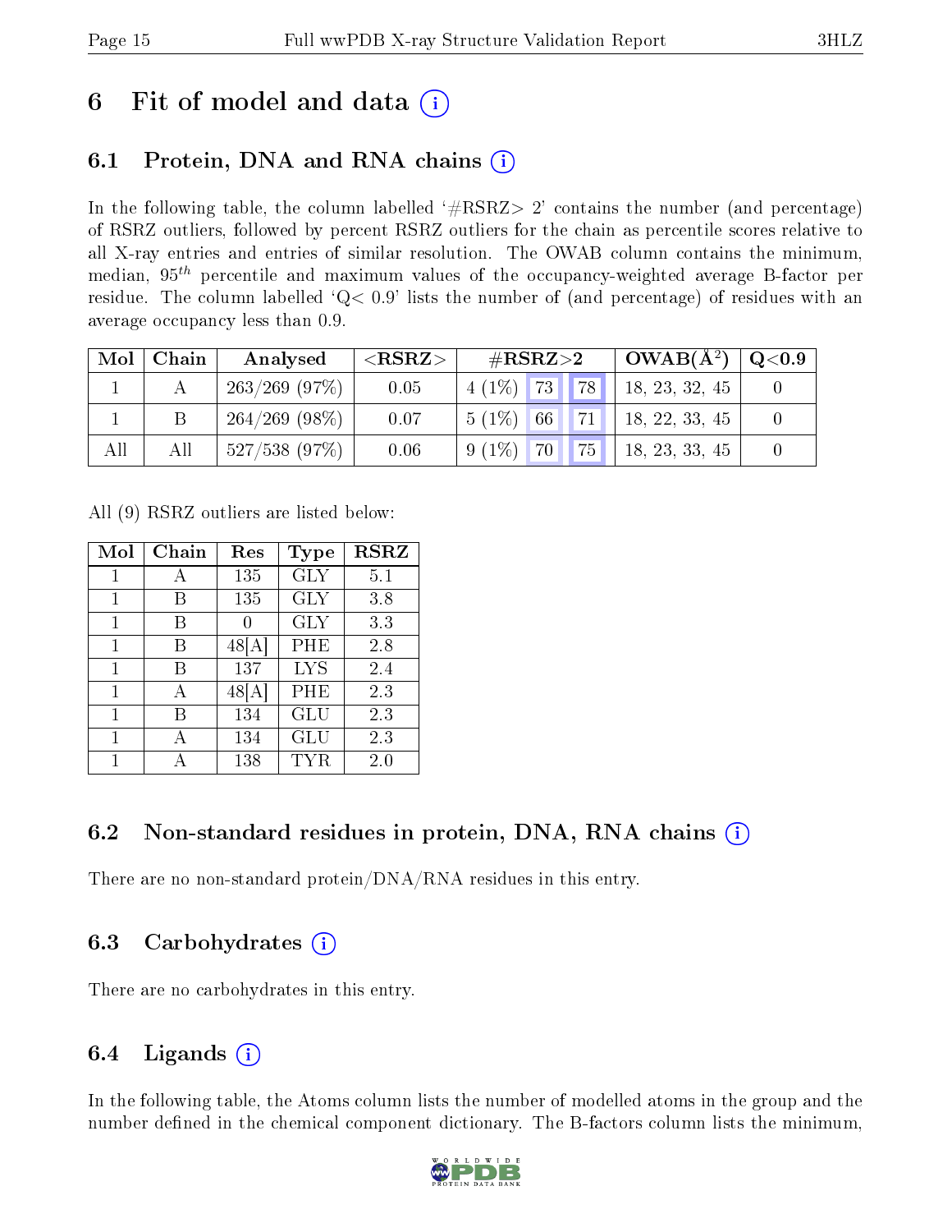# 6 Fit of model and data (i)

## 6.1 Protein, DNA and RNA chains (i)

In the following table, the column labelled '#RSRZ> 2' contains the number (and percentage) of RSRZ outliers, followed by percent RSRZ outliers for the chain as percentile scores relative to all X-ray entries and entries of similar resolution. The OWAB column contains the minimum, median, $95^{th}$ percentile and maximum values of the occupancy-weighted average B-factor per residue. The column labelled 'Q< 0.9' lists the number of (and percentage) of residues with an average occupancy less than 0.9.

| Mol | Chain | Analysed | <RSRZ> | #RSRZ>2 | | | OWAB(Å$^2$) | Q<0.9 |
|---|---|---|---|---|---|---|---|---|
| 1 | A | 263/269 (97%) | 0.05 | 4 (1%) | 73 | 78 | 18, 23, 32, 45 | 0 |
| 1 | B | 264/269 (98%) | 0.07 | 5 (1%) | 66 | 71 | 18, 22, 33, 45 | 0 |
| All | All | 527/538 (97%) | 0.06 | 9 (1%) | 70 | 75 | 18, 23, 33, 45 | 0 |

All (9) RSRZ outliers are listed below:

| Mol | Chain | Res | Type | RSRZ |
|---|---|---|---|---|
| 1 | A | 135 | GLY | 5.1 |
| 1 | B | 135 | GLY | 3.8 |
| 1 | B | 0 | GLY | 3.3 |
| 1 | B | 48[A] | PHE | 2.8 |
| 1 | B | 137 | LYS | 2.4 |
| 1 | A | 48[A] | PHE | 2.3 |
| 1 | B | 134 | GLU | 2.3 |
| 1 | A | 134 | GLU | 2.3 |
| 1 | A | 138 | TYR | 2.0 |

## 6.2 Non-standard residues in protein, DNA, RNA chains (i)

There are no non-standard protein/DNA/RNA residues in this entry.

## 6.3 Carbohydrates (i)

There are no carbohydrates in this entry.

## 6.4 Ligands (i)

In the following table, the Atoms column lists the number of modelled atoms in the group and the number defined in the chemical component dictionary. The B-factors column lists the minimum,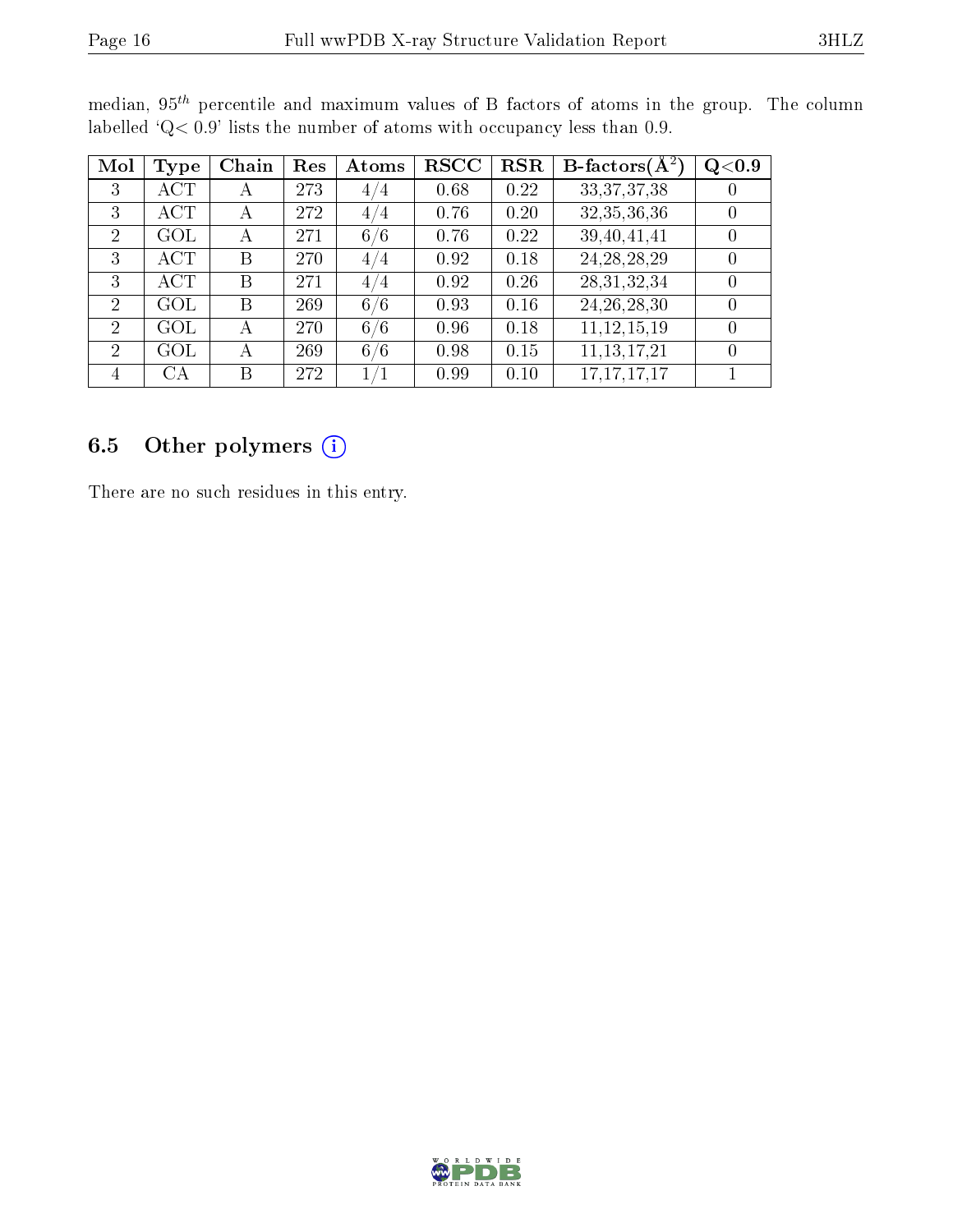median, $95^{th}$ percentile and maximum values of B factors of atoms in the group. The column labelled 'Q< 0.9' lists the number of atoms with occupancy less than 0.9.

| Mol | Type | Chain | Res | Atoms | RSCC | RSR | B-factors($Å^2$) | Q<0.9 |
|---|---|---|---|---|---|---|---|---|
| 3 | ACT | A | 273 | 4/4 | 0.68 | 0.22 | 33,37,37,38 | 0 |
| 3 | ACT | A | 272 | 4/4 | 0.76 | 0.20 | 32,35,36,36 | 0 |
| 2 | GOL | A | 271 | 6/6 | 0.76 | 0.22 | 39,40,41,41 | 0 |
| 3 | ACT | B | 270 | 4/4 | 0.92 | 0.18 | 24,28,28,29 | 0 |
| 3 | ACT | B | 271 | 4/4 | 0.92 | 0.26 | 28,31,32,34 | 0 |
| 2 | GOL | B | 269 | 6/6 | 0.93 | 0.16 | 24,26,28,30 | 0 |
| 2 | GOL | A | 270 | 6/6 | 0.96 | 0.18 | 11,12,15,19 | 0 |
| 2 | GOL | A | 269 | 6/6 | 0.98 | 0.15 | 11,13,17,21 | 0 |
| 4 | CA | B | 272 | 1/1 | 0.99 | 0.10 | 17,17,17,17 | 1 |

## 6.5 Other polymers

There are no such residues in this entry.